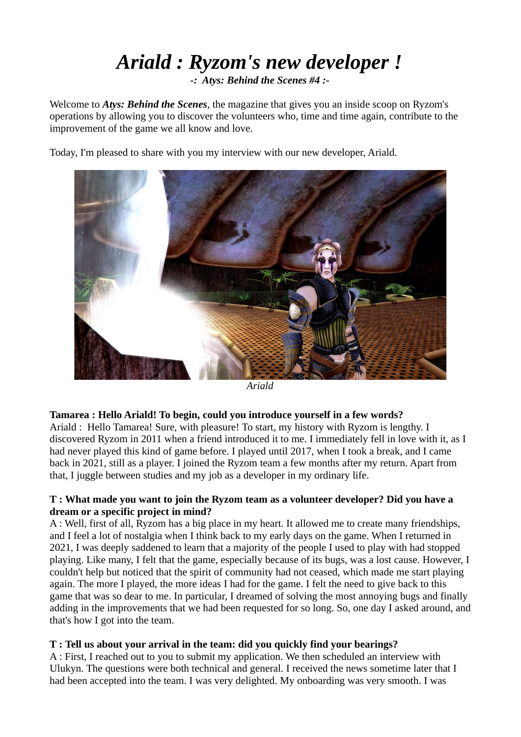# *Ariald : Ryzom's new developer !*

***-: Atys: Behind the Scenes #4 :-***

Welcome to ***Atys: Behind the Scenes***, the magazine that gives you an inside scoop on Ryzom's operations by allowing you to discover the volunteers who, time and time again, contribute to the improvement of the game we all know and love.

Today, I'm pleased to share with you my interview with our new developer, Ariald.

*Ariald*

**Tamarea : Hello Ariald! To begin, could you introduce yourself in a few words?**
Ariald : Hello Tamarea! Sure, with pleasure! To start, my history with Ryzom is lengthy. I discovered Ryzom in 2011 when a friend introduced it to me. I immediately fell in love with it, as I had never played this kind of game before. I played until 2017, when I took a break, and I came back in 2021, still as a player. I joined the Ryzom team a few months after my return. Apart from that, I juggle between studies and my job as a developer in my ordinary life.

**T : What made you want to join the Ryzom team as a volunteer developer? Did you have a dream or a specific project in mind?**
A : Well, first of all, Ryzom has a big place in my heart. It allowed me to create many friendships, and I feel a lot of nostalgia when I think back to my early days on the game. When I returned in 2021, I was deeply saddened to learn that a majority of the people I used to play with had stopped playing. Like many, I felt that the game, especially because of its bugs, was a lost cause. However, I couldn't help but noticed that the spirit of community had not ceased, which made me start playing again. The more I played, the more ideas I had for the game. I felt the need to give back to this game that was so dear to me. In particular, I dreamed of solving the most annoying bugs and finally adding in the improvements that we had been requested for so long. So, one day I asked around, and that's how I got into the team.

**T : Tell us about your arrival in the team: did you quickly find your bearings?**
A : First, I reached out to you to submit my application. We then scheduled an interview with Ulukyn. The questions were both technical and general. I received the news sometime later that I had been accepted into the team. I was very delighted. My onboarding was very smooth. I was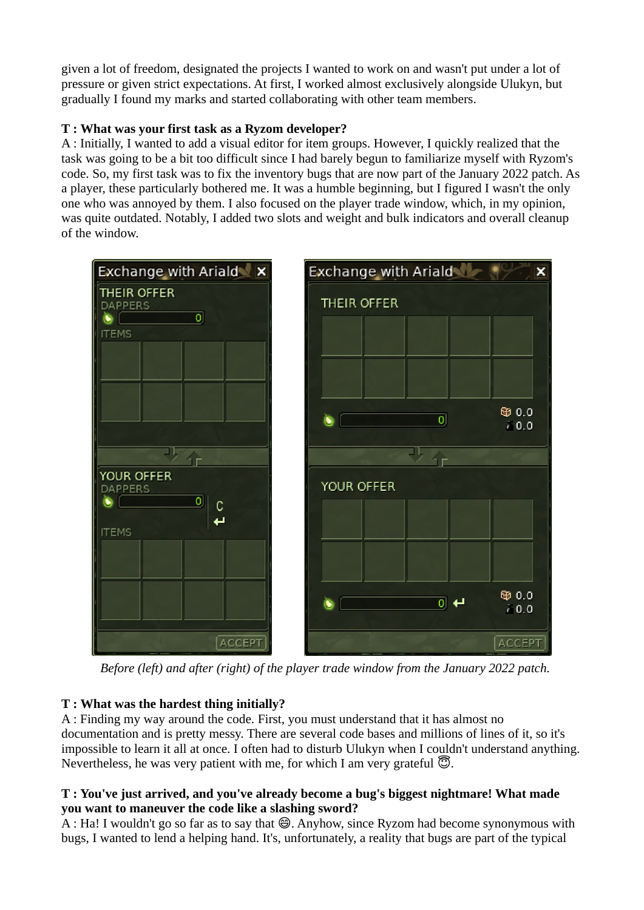given a lot of freedom, designated the projects I wanted to work on and wasn't put under a lot of pressure or given strict expectations. At first, I worked almost exclusively alongside Ulukyn, but gradually I found my marks and started collaborating with other team members.

**T : What was your first task as a Ryzom developer?**

A : Initially, I wanted to add a visual editor for item groups. However, I quickly realized that the task was going to be a bit too difficult since I had barely begun to familiarize myself with Ryzom's code. So, my first task was to fix the inventory bugs that are now part of the January 2022 patch. As a player, these particularly bothered me. It was a humble beginning, but I figured I wasn't the only one who was annoyed by them. I also focused on the player trade window, which, in my opinion, was quite outdated. Notably, I added two slots and weight and bulk indicators and overall cleanup of the window.

*Before (left) and after (right) of the player trade window from the January 2022 patch.*

**T : What was the hardest thing initially?**

A : Finding my way around the code. First, you must understand that it has almost no documentation and is pretty messy. There are several code bases and millions of lines of it, so it's impossible to learn it all at once. I often had to disturb Ulukyn when I couldn't understand anything. Nevertheless, he was very patient with me, for which I am very grateful 😇.

**T : You've just arrived, and you've already become a bug's biggest nightmare! What made you want to maneuver the code like a slashing sword?**

A : Ha! I wouldn't go so far as to say that 😄. Anyhow, since Ryzom had become synonymous with bugs, I wanted to lend a helping hand. It's, unfortunately, a reality that bugs are part of the typical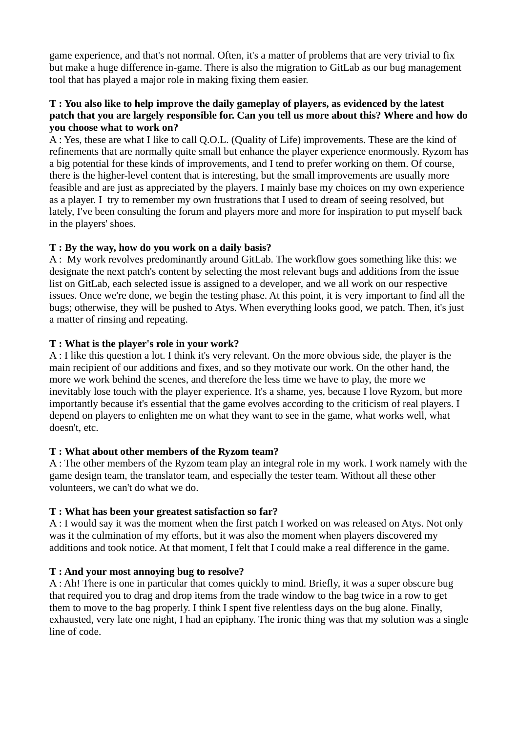game experience, and that's not normal. Often, it's a matter of problems that are very trivial to fix but make a huge difference in-game. There is also the migration to GitLab as our bug management tool that has played a major role in making fixing them easier.

**T : You also like to help improve the daily gameplay of players, as evidenced by the latest patch that you are largely responsible for. Can you tell us more about this? Where and how do you choose what to work on?**
A : Yes, these are what I like to call Q.O.L. (Quality of Life) improvements. These are the kind of refinements that are normally quite small but enhance the player experience enormously. Ryzom has a big potential for these kinds of improvements, and I tend to prefer working on them. Of course, there is the higher-level content that is interesting, but the small improvements are usually more feasible and are just as appreciated by the players. I mainly base my choices on my own experience as a player. I try to remember my own frustrations that I used to dream of seeing resolved, but lately, I've been consulting the forum and players more and more for inspiration to put myself back in the players' shoes.

**T : By the way, how do you work on a daily basis?**
A : My work revolves predominantly around GitLab. The workflow goes something like this: we designate the next patch's content by selecting the most relevant bugs and additions from the issue list on GitLab, each selected issue is assigned to a developer, and we all work on our respective issues. Once we're done, we begin the testing phase. At this point, it is very important to find all the bugs; otherwise, they will be pushed to Atys. When everything looks good, we patch. Then, it's just a matter of rinsing and repeating.

**T : What is the player's role in your work?**
A : I like this question a lot. I think it's very relevant. On the more obvious side, the player is the main recipient of our additions and fixes, and so they motivate our work. On the other hand, the more we work behind the scenes, and therefore the less time we have to play, the more we inevitably lose touch with the player experience. It's a shame, yes, because I love Ryzom, but more importantly because it's essential that the game evolves according to the criticism of real players. I depend on players to enlighten me on what they want to see in the game, what works well, what doesn't, etc.

**T : What about other members of the Ryzom team?**
A : The other members of the Ryzom team play an integral role in my work. I work namely with the game design team, the translator team, and especially the tester team. Without all these other volunteers, we can't do what we do.

**T : What has been your greatest satisfaction so far?**
A : I would say it was the moment when the first patch I worked on was released on Atys. Not only was it the culmination of my efforts, but it was also the moment when players discovered my additions and took notice. At that moment, I felt that I could make a real difference in the game.

**T : And your most annoying bug to resolve?**
A : Ah! There is one in particular that comes quickly to mind. Briefly, it was a super obscure bug that required you to drag and drop items from the trade window to the bag twice in a row to get them to move to the bag properly. I think I spent five relentless days on the bug alone. Finally, exhausted, very late one night, I had an epiphany. The ironic thing was that my solution was a single line of code.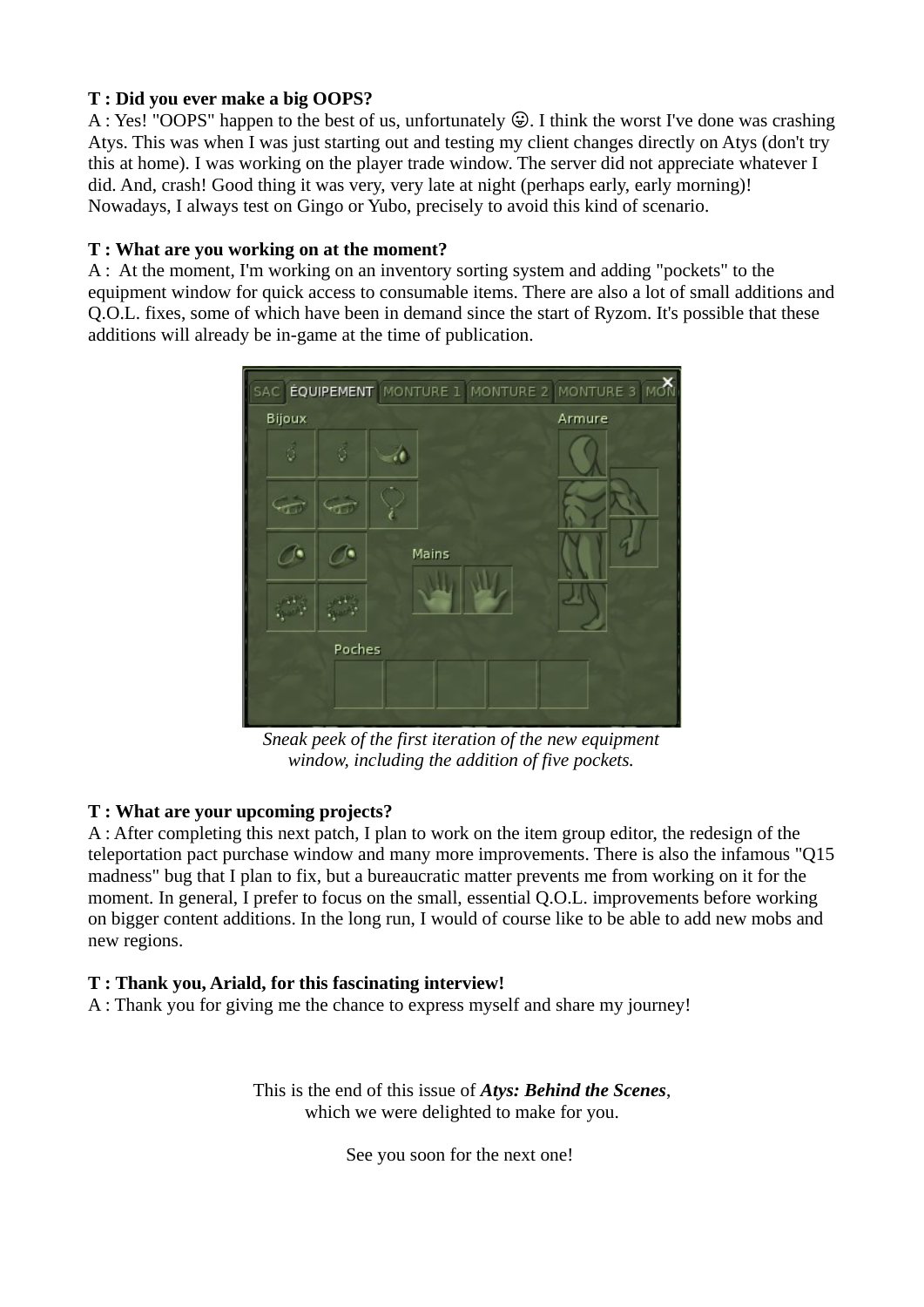**T : Did you ever make a big OOPS?**
A : Yes! "OOPS" happen to the best of us, unfortunately 😉. I think the worst I've done was crashing Atys. This was when I was just starting out and testing my client changes directly on Atys (don't try this at home). I was working on the player trade window. The server did not appreciate whatever I did. And, crash! Good thing it was very, very late at night (perhaps early, early morning)! Nowadays, I always test on Gingo or Yubo, precisely to avoid this kind of scenario.

**T : What are you working on at the moment?**
A : At the moment, I'm working on an inventory sorting system and adding "pockets" to the equipment window for quick access to consumable items. There are also a lot of small additions and Q.O.L. fixes, some of which have been in demand since the start of Ryzom. It's possible that these additions will already be in-game at the time of publication.

*Sneak peek of the first iteration of the new equipment window, including the addition of five pockets.*

**T : What are your upcoming projects?**
A : After completing this next patch, I plan to work on the item group editor, the redesign of the teleportation pact purchase window and many more improvements. There is also the infamous "Q15 madness" bug that I plan to fix, but a bureaucratic matter prevents me from working on it for the moment. In general, I prefer to focus on the small, essential Q.O.L. improvements before working on bigger content additions. In the long run, I would of course like to be able to add new mobs and new regions.

**T : Thank you, Ariald, for this fascinating interview!**
A : Thank you for giving me the chance to express myself and share my journey!

This is the end of this issue of ***Atys: Behind the Scenes***, which we were delighted to make for you.

See you soon for the next one!